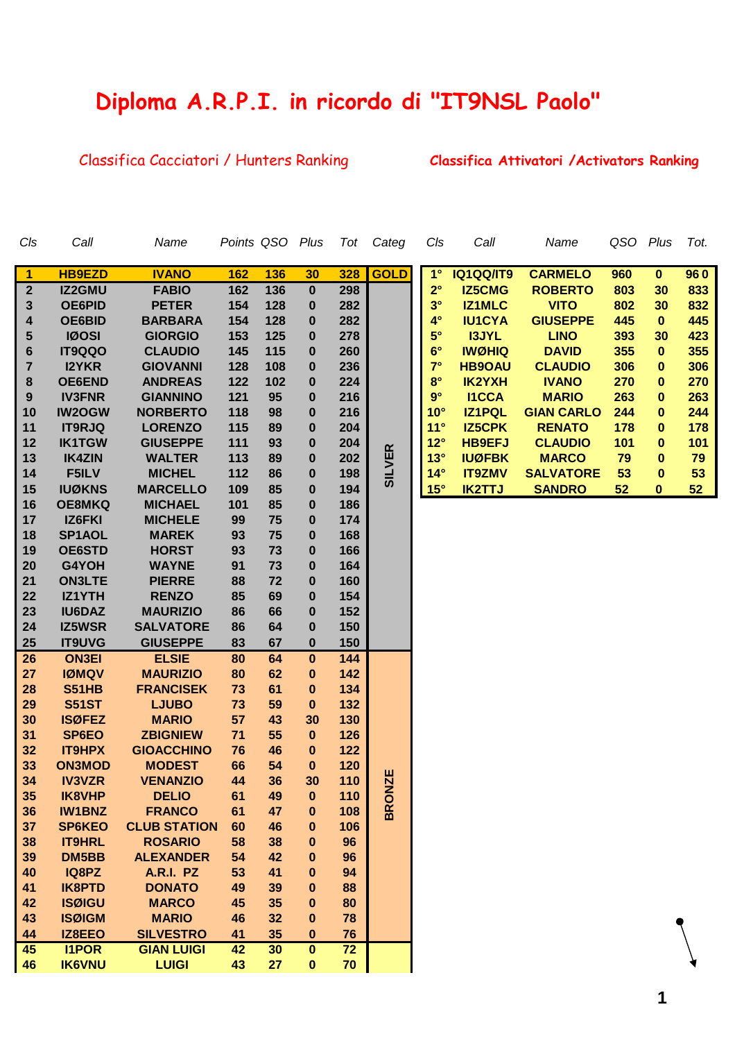# Diploma A.R.P.I. in ricordo di "IT9NSL Paolo"

## Classifica Cacciatori / Hunters Ranking

| Cls | Call | Name | Points | QSO | Plus | Tot | Categ |
|---|---|---|---|---|---|---|---|
| 1 | HB9EZD | IVANO | 162 | 136 | 30 | 328 | GOLD |
| 2 | IZ2GMU | FABIO | 162 | 136 | 0 | 298 | SILVER |
| 3 | OE6PID | PETER | 154 | 128 | 0 | 282 | |
| 4 | OE6BID | BARBARA | 154 | 128 | 0 | 282 | |
| 5 | IØOSI | GIORGIO | 153 | 125 | 0 | 278 | |
| 6 | IT9QQO | CLAUDIO | 145 | 115 | 0 | 260 | |
| 7 | I2YKR | GIOVANNI | 128 | 108 | 0 | 236 | |
| 8 | OE6END | ANDREAS | 122 | 102 | 0 | 224 | |
| 9 | IV3FNR | GIANNINO | 121 | 95 | 0 | 216 | |
| 10 | IW2OGW | NORBERTO | 118 | 98 | 0 | 216 | |
| 11 | IT9RJQ | LORENZO | 115 | 89 | 0 | 204 | |
| 12 | IK1TGW | GIUSEPPE | 111 | 93 | 0 | 204 | |
| 13 | IK4ZIN | WALTER | 113 | 89 | 0 | 202 | |
| 14 | F5ILV | MICHEL | 112 | 86 | 0 | 198 | |
| 15 | IUØKNS | MARCELLO | 109 | 85 | 0 | 194 | |
| 16 | OE8MKQ | MICHAEL | 101 | 85 | 0 | 186 | |
| 17 | IZ6FKI | MICHELE | 99 | 75 | 0 | 174 | |
| 18 | SP1AOL | MAREK | 93 | 75 | 0 | 168 | |
| 19 | OE6STD | HORST | 93 | 73 | 0 | 166 | |
| 20 | G4YOH | WAYNE | 91 | 73 | 0 | 164 | |
| 21 | ON3LTE | PIERRE | 88 | 72 | 0 | 160 | |
| 22 | IZ1YTH | RENZO | 85 | 69 | 0 | 154 | |
| 23 | IU6DAZ | MAURIZIO | 86 | 66 | 0 | 152 | |
| 24 | IZ5WSR | SALVATORE | 86 | 64 | 0 | 150 | |
| 25 | IT9UVG | GIUSEPPE | 83 | 67 | 0 | 150 | |
| 26 | ON3EI | ELSIE | 80 | 64 | 0 | 144 | BRONZE |
| 27 | IØMQV | MAURIZIO | 80 | 62 | 0 | 142 | |
| 28 | S51HB | FRANCISEK | 73 | 61 | 0 | 134 | |
| 29 | S51ST | LJUBO | 73 | 59 | 0 | 132 | |
| 30 | ISØFEZ | MARIO | 57 | 43 | 30 | 130 | |
| 31 | SP6EO | ZBIGNIEW | 71 | 55 | 0 | 126 | |
| 32 | IT9HPX | GIOACCHINO | 76 | 46 | 0 | 122 | |
| 33 | ON3MOD | MODEST | 66 | 54 | 0 | 120 | |
| 34 | IV3VZR | VENANZIO | 44 | 36 | 30 | 110 | |
| 35 | IK8VHP | DELIO | 61 | 49 | 0 | 110 | |
| 36 | IW1BNZ | FRANCO | 61 | 47 | 0 | 108 | |
| 37 | SP6KEO | CLUB STATION | 60 | 46 | 0 | 106 | |
| 38 | IT9HRL | ROSARIO | 58 | 38 | 0 | 96 | |
| 39 | DM5BB | ALEXANDER | 54 | 42 | 0 | 96 | |
| 40 | IQ8PZ | A.R.I. PZ | 53 | 41 | 0 | 94 | |
| 41 | IK8PTD | DONATO | 49 | 39 | 0 | 88 | |
| 42 | ISØIGU | MARCO | 45 | 35 | 0 | 80 | |
| 43 | ISØIGM | MARIO | 46 | 32 | 0 | 78 | |
| 44 | IZ8EEO | SILVESTRO | 41 | 35 | 0 | 76 | |
| 45 | I1POR | GIAN LUIGI | 42 | 30 | 0 | 72 | |
| 46 | IK6VNU | LUIGI | 43 | 27 | 0 | 70 | |

## Classifica Attivatori / Activators Ranking

| Cls | Call | Name | QSO | Plus | Tot. |
|---|---|---|---|---|---|
| 1° | IQ1QQ/IT9 | CARMELO | 960 | 0 | 960 |
| 2° | IZ5CMG | ROBERTO | 803 | 30 | 833 |
| 3° | IZ1MLC | VITO | 802 | 30 | 832 |
| 4° | IU1CYA | GIUSEPPE | 445 | 0 | 445 |
| 5° | I3JYL | LINO | 393 | 30 | 423 |
| 6° | IWØHIQ | DAVID | 355 | 0 | 355 |
| 7° | HB9OAU | CLAUDIO | 306 | 0 | 306 |
| 8° | IK2YXH | IVANO | 270 | 0 | 270 |
| 9° | I1CCA | MARIO | 263 | 0 | 263 |
| 10° | IZ1PQL | GIAN CARLO | 244 | 0 | 244 |
| 11° | IZ5CPK | RENATO | 178 | 0 | 178 |
| 12° | HB9EFJ | CLAUDIO | 101 | 0 | 101 |
| 13° | IUØFBK | MARCO | 79 | 0 | 79 |
| 14° | IT9ZMV | SALVATORE | 53 | 0 | 53 |
| 15° | IK2TTJ | SANDRO | 52 | 0 | 52 |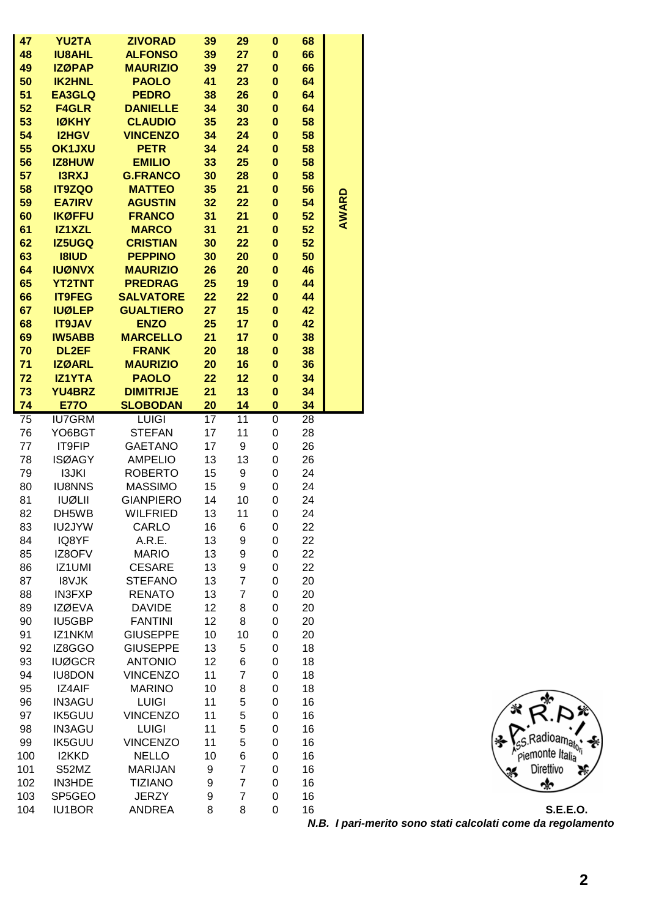| | | | | | | | |
|---|---|---|---|---|---|---|---|
| **47** | **YU2TA** | **ZIVORAD** | **39** | **29** | **0** | **68** | **AWARD** |
| **48** | **IU8AHL** | **ALFONSO** | **39** | **27** | **0** | **66** | |
| **49** | **IZØPAP** | **MAURIZIO** | **39** | **27** | **0** | **66** | |
| **50** | **IK2HNL** | **PAOLO** | **41** | **23** | **0** | **64** | |
| **51** | **EA3GLQ** | **PEDRO** | **38** | **26** | **0** | **64** | |
| **52** | **F4GLR** | **DANIELLE** | **34** | **30** | **0** | **64** | |
| **53** | **IØKHY** | **CLAUDIO** | **35** | **23** | **0** | **58** | |
| **54** | **I2HGV** | **VINCENZO** | **34** | **24** | **0** | **58** | |
| **55** | **OK1JXU** | **PETR** | **34** | **24** | **0** | **58** | |
| **56** | **IZ8HUW** | **EMILIO** | **33** | **25** | **0** | **58** | |
| **57** | **I3RXJ** | **G.FRANCO** | **30** | **28** | **0** | **58** | |
| **58** | **IT9ZQO** | **MATTEO** | **35** | **21** | **0** | **56** | |
| **59** | **EA7IRV** | **AGUSTIN** | **32** | **22** | **0** | **54** | |
| **60** | **IKØFFU** | **FRANCO** | **31** | **21** | **0** | **52** | |
| **61** | **IZ1XZL** | **MARCO** | **31** | **21** | **0** | **52** | |
| **62** | **IZ5UGQ** | **CRISTIAN** | **30** | **22** | **0** | **52** | |
| **63** | **I8IUD** | **PEPPINO** | **30** | **20** | **0** | **50** | |
| **64** | **IUØNVX** | **MAURIZIO** | **26** | **20** | **0** | **46** | |
| **65** | **YT2TNT** | **PREDRAG** | **25** | **19** | **0** | **44** | |
| **66** | **IT9FEG** | **SALVATORE** | **22** | **22** | **0** | **44** | |
| **67** | **IUØLEP** | **GUALTIERO** | **27** | **15** | **0** | **42** | |
| **68** | **IT9JAV** | **ENZO** | **25** | **17** | **0** | **42** | |
| **69** | **IW5ABB** | **MARCELLO** | **21** | **17** | **0** | **38** | |
| **70** | **DL2EF** | **FRANK** | **20** | **18** | **0** | **38** | |
| **71** | **IZØARL** | **MAURIZIO** | **20** | **16** | **0** | **36** | |
| **72** | **IZ1YTA** | **PAOLO** | **22** | **12** | **0** | **34** | |
| **73** | **YU4BRZ** | **DIMITRIJE** | **21** | **13** | **0** | **34** | |
| **74** | **E77O** | **SLOBODAN** | **20** | **14** | **0** | **34** | |
| 75 | IU7GRM | LUIGI | 17 | 11 | 0 | 28 | |
| 76 | YO6BGT | STEFAN | 17 | 11 | 0 | 28 | |
| 77 | IT9FIP | GAETANO | 17 | 9 | 0 | 26 | |
| 78 | ISØAGY | AMPELIO | 13 | 13 | 0 | 26 | |
| 79 | I3JKI | ROBERTO | 15 | 9 | 0 | 24 | |
| 80 | IU8NNS | MASSIMO | 15 | 9 | 0 | 24 | |
| 81 | IUØLII | GIANPIERO | 14 | 10 | 0 | 24 | |
| 82 | DH5WB | WILFRIED | 13 | 11 | 0 | 24 | |
| 83 | IU2JYW | CARLO | 16 | 6 | 0 | 22 | |
| 84 | IQ8YF | A.R.E. | 13 | 9 | 0 | 22 | |
| 85 | IZ8OFV | MARIO | 13 | 9 | 0 | 22 | |
| 86 | IZ1UMI | CESARE | 13 | 9 | 0 | 22 | |
| 87 | I8VJK | STEFANO | 13 | 7 | 0 | 20 | |
| 88 | IN3FXP | RENATO | 13 | 7 | 0 | 20 | |
| 89 | IZØEVA | DAVIDE | 12 | 8 | 0 | 20 | |
| 90 | IU5GBP | FANTINI | 12 | 8 | 0 | 20 | |
| 91 | IZ1NKM | GIUSEPPE | 10 | 10 | 0 | 20 | |
| 92 | IZ8GGO | GIUSEPPE | 13 | 5 | 0 | 18 | |
| 93 | IUØGCR | ANTONIO | 12 | 6 | 0 | 18 | |
| 94 | IU8DON | VINCENZO | 11 | 7 | 0 | 18 | |
| 95 | IZ4AIF | MARINO | 10 | 8 | 0 | 18 | |
| 96 | IN3AGU | LUIGI | 11 | 5 | 0 | 16 | |
| 97 | IK5GUU | VINCENZO | 11 | 5 | 0 | 16 | |
| 98 | IN3AGU | LUIGI | 11 | 5 | 0 | 16 | |
| 99 | IK5GUU | VINCENZO | 11 | 5 | 0 | 16 | |
| 100 | I2KKD | NELLO | 10 | 6 | 0 | 16 | |
| 101 | S52MZ | MARIJAN | 9 | 7 | 0 | 16 | |
| 102 | IN3HDE | TIZIANO | 9 | 7 | 0 | 16 | |
| 103 | SP5GEO | JERZY | 9 | 7 | 0 | 16 | |
| 104 | IU1BOR | ANDREA | 8 | 8 | 0 | 16 | |

A.R.P.I. Ass. Radioamatori Piemonte Italia Direttivo

**S.E.E.O.**

***N.B. I pari-merito sono stati calcolati come da regolamento***